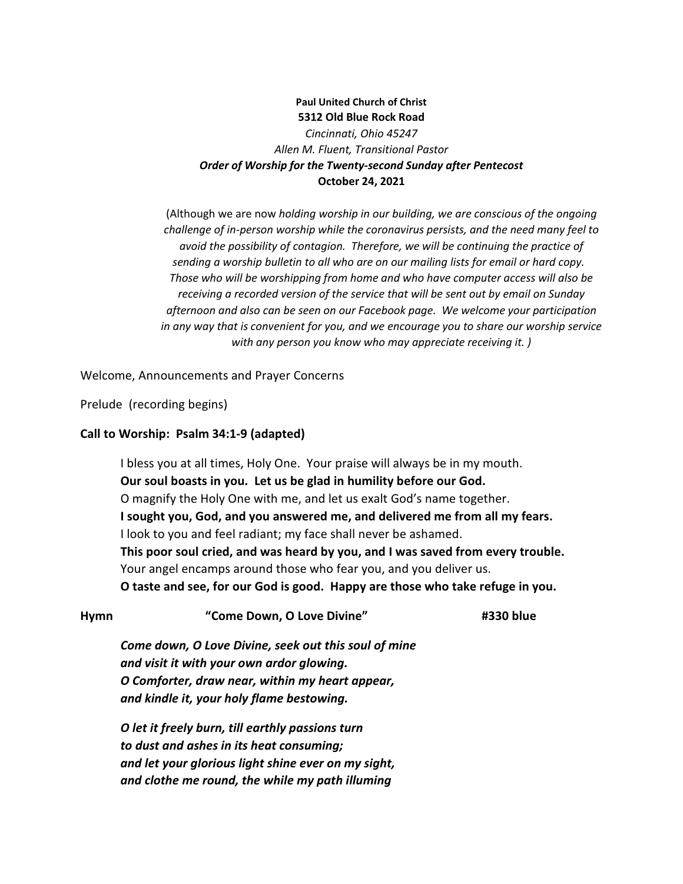**Paul United Church of Christ**
**5312 Old Blue Rock Road**
*Cincinnati, Ohio 45247*
*Allen M. Fluent, Transitional Pastor*
***Order of Worship for the Twenty-second Sunday after Pentecost***
**October 24, 2021**

(Although we are now *holding worship in our building, we are conscious of the ongoing challenge of in-person worship while the coronavirus persists, and the need many feel to avoid the possibility of contagion. Therefore, we will be continuing the practice of sending a worship bulletin to all who are on our mailing lists for email or hard copy. Those who will be worshipping from home and who have computer access will also be receiving a recorded version of the service that will be sent out by email on Sunday afternoon and also can be seen on our Facebook page. We welcome your participation in any way that is convenient for you, and we encourage you to share our worship service with any person you know who may appreciate receiving it.* )

Welcome, Announcements and Prayer Concerns

Prelude (recording begins)

**Call to Worship: Psalm 34:1-9 (adapted)**

I bless you at all times, Holy One. Your praise will always be in my mouth.
**Our soul boasts in you. Let us be glad in humility before our God.**
O magnify the Holy One with me, and let us exalt God's name together.
**I sought you, God, and you answered me, and delivered me from all my fears.**
I look to you and feel radiant; my face shall never be ashamed.
**This poor soul cried, and was heard by you, and I was saved from every trouble.**
Your angel encamps around those who fear you, and you deliver us.
**O taste and see, for our God is good. Happy are those who take refuge in you.**

**Hymn** **"Come Down, O Love Divine"** **#330 blue**

***Come down, O Love Divine, seek out this soul of mine***
***and visit it with your own ardor glowing.***
***O Comforter, draw near, within my heart appear,***
***and kindle it, your holy flame bestowing.***

***O let it freely burn, till earthly passions turn***
***to dust and ashes in its heat consuming;***
***and let your glorious light shine ever on my sight,***
***and clothe me round, the while my path illuming***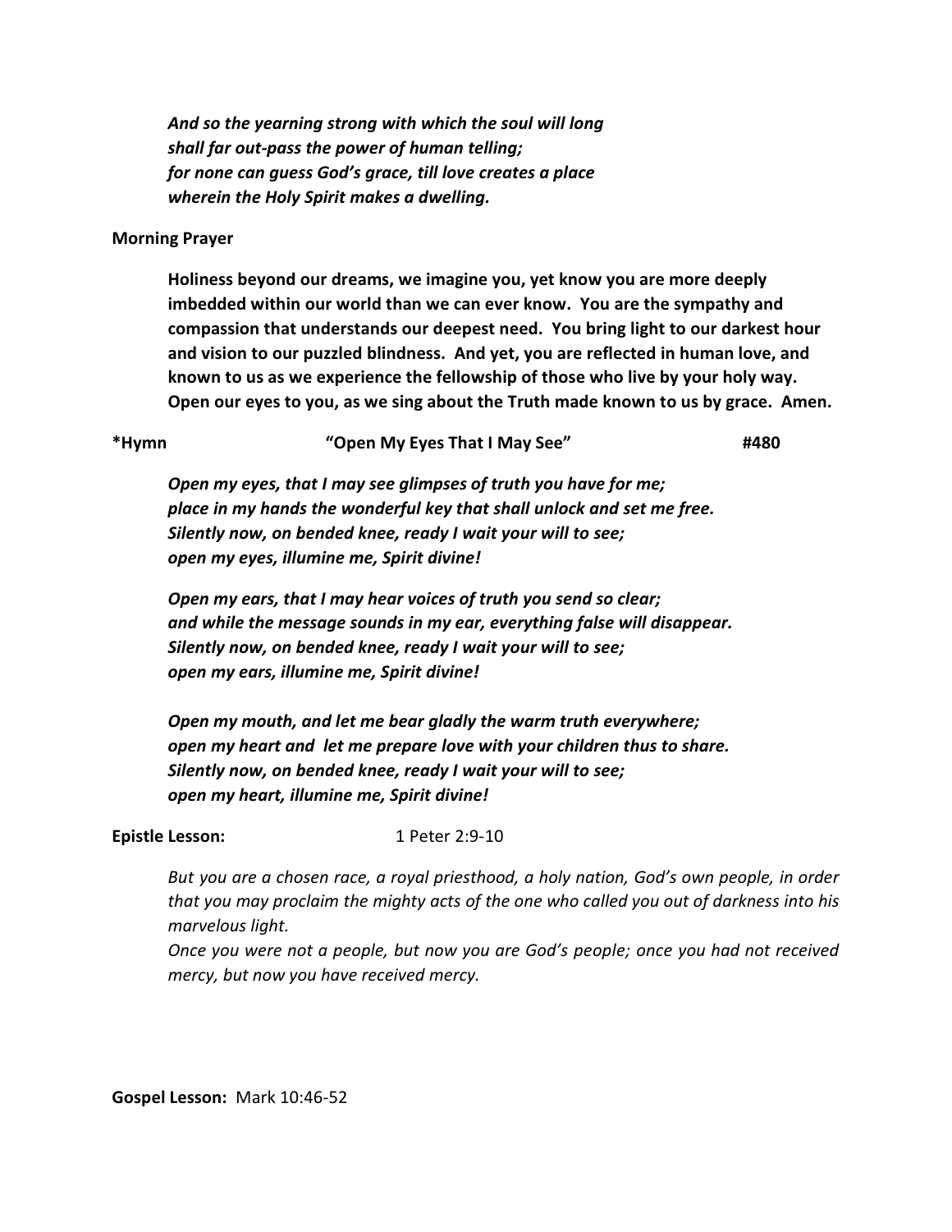***And so the yearning strong with which the soul will long***
***shall far out-pass the power of human telling;***
***for none can guess God's grace, till love creates a place***
***wherein the Holy Spirit makes a dwelling.***

**Morning Prayer**

**Holiness beyond our dreams, we imagine you, yet know you are more deeply imbedded within our world than we can ever know. You are the sympathy and compassion that understands our deepest need. You bring light to our darkest hour and vision to our puzzled blindness. And yet, you are reflected in human love, and known to us as we experience the fellowship of those who live by your holy way. Open our eyes to you, as we sing about the Truth made known to us by grace. Amen.**

**\*Hymn "Open My Eyes That I May See" #480**

***Open my eyes, that I may see glimpses of truth you have for me;***
***place in my hands the wonderful key that shall unlock and set me free.***
***Silently now, on bended knee, ready I wait your will to see;***
***open my eyes, illumine me, Spirit divine!***

***Open my ears, that I may hear voices of truth you send so clear;***
***and while the message sounds in my ear, everything false will disappear.***
***Silently now, on bended knee, ready I wait your will to see;***
***open my ears, illumine me, Spirit divine!***

***Open my mouth, and let me bear gladly the warm truth everywhere;***
***open my heart and let me prepare love with your children thus to share.***
***Silently now, on bended knee, ready I wait your will to see;***
***open my heart, illumine me, Spirit divine!***

**Epistle Lesson:** 1 Peter 2:9-10

*But you are a chosen race, a royal priesthood, a holy nation, God's own people, in order that you may proclaim the mighty acts of the one who called you out of darkness into his marvelous light.*
*Once you were not a people, but now you are God's people; once you had not received mercy, but now you have received mercy.*

**Gospel Lesson:** Mark 10:46-52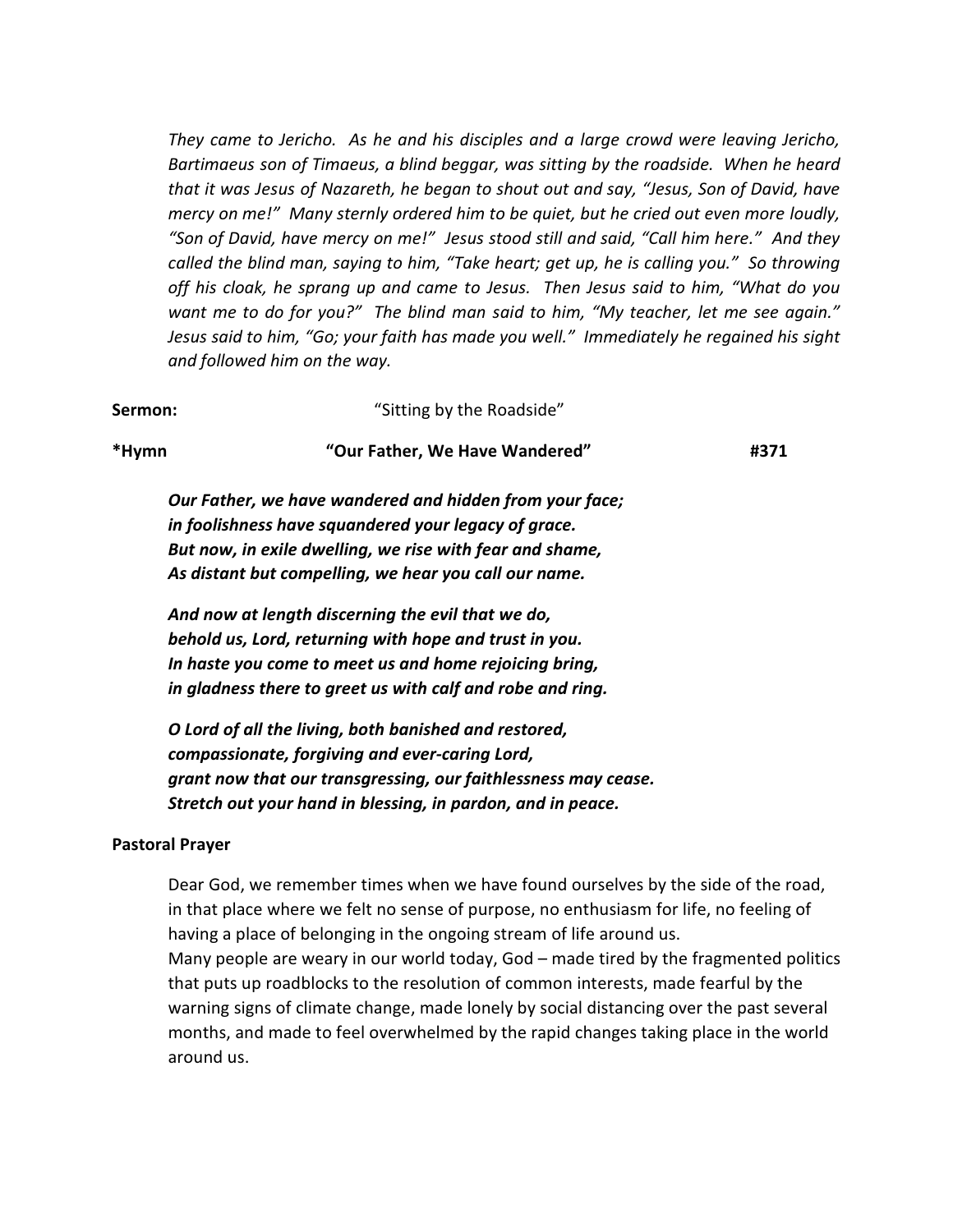*They came to Jericho. As he and his disciples and a large crowd were leaving Jericho, Bartimaeus son of Timaeus, a blind beggar, was sitting by the roadside. When he heard that it was Jesus of Nazareth, he began to shout out and say, "Jesus, Son of David, have mercy on me!" Many sternly ordered him to be quiet, but he cried out even more loudly, "Son of David, have mercy on me!" Jesus stood still and said, "Call him here." And they called the blind man, saying to him, "Take heart; get up, he is calling you." So throwing off his cloak, he sprang up and came to Jesus. Then Jesus said to him, "What do you want me to do for you?" The blind man said to him, "My teacher, let me see again." Jesus said to him, "Go; your faith has made you well." Immediately he regained his sight and followed him on the way.*

**Sermon:** "Sitting by the Roadside"

**\*Hymn "Our Father, We Have Wandered" #371**

***Our Father, we have wandered and hidden from your face;***
***in foolishness have squandered your legacy of grace.***
***But now, in exile dwelling, we rise with fear and shame,***
***As distant but compelling, we hear you call our name.***

***And now at length discerning the evil that we do,***
***behold us, Lord, returning with hope and trust in you.***
***In haste you come to meet us and home rejoicing bring,***
***in gladness there to greet us with calf and robe and ring.***

***O Lord of all the living, both banished and restored,***
***compassionate, forgiving and ever-caring Lord,***
***grant now that our transgressing, our faithlessness may cease.***
***Stretch out your hand in blessing, in pardon, and in peace.***

**Pastoral Prayer**

Dear God, we remember times when we have found ourselves by the side of the road, in that place where we felt no sense of purpose, no enthusiasm for life, no feeling of having a place of belonging in the ongoing stream of life around us.
Many people are weary in our world today, God – made tired by the fragmented politics that puts up roadblocks to the resolution of common interests, made fearful by the warning signs of climate change, made lonely by social distancing over the past several months, and made to feel overwhelmed by the rapid changes taking place in the world around us.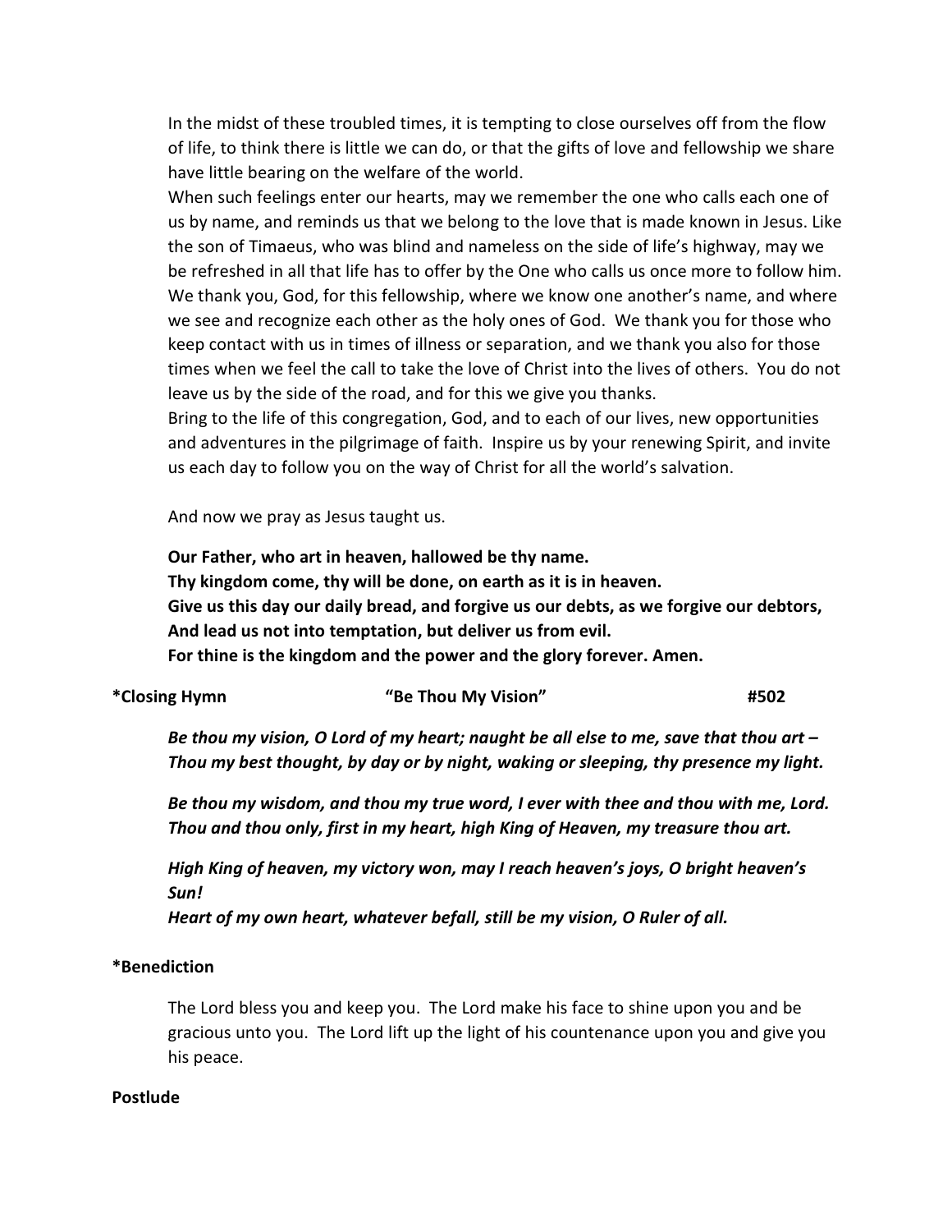In the midst of these troubled times, it is tempting to close ourselves off from the flow of life, to think there is little we can do, or that the gifts of love and fellowship we share have little bearing on the welfare of the world.

When such feelings enter our hearts, may we remember the one who calls each one of us by name, and reminds us that we belong to the love that is made known in Jesus. Like the son of Timaeus, who was blind and nameless on the side of life's highway, may we be refreshed in all that life has to offer by the One who calls us once more to follow him.

We thank you, God, for this fellowship, where we know one another's name, and where we see and recognize each other as the holy ones of God. We thank you for those who keep contact with us in times of illness or separation, and we thank you also for those times when we feel the call to take the love of Christ into the lives of others. You do not leave us by the side of the road, and for this we give you thanks.

Bring to the life of this congregation, God, and to each of our lives, new opportunities and adventures in the pilgrimage of faith. Inspire us by your renewing Spirit, and invite us each day to follow you on the way of Christ for all the world's salvation.

And now we pray as Jesus taught us.

**Our Father, who art in heaven, hallowed be thy name.**
**Thy kingdom come, thy will be done, on earth as it is in heaven.**
**Give us this day our daily bread, and forgive us our debts, as we forgive our debtors,**
**And lead us not into temptation, but deliver us from evil.**
**For thine is the kingdom and the power and the glory forever. Amen.**

**\*Closing Hymn "Be Thou My Vision" #502**

***Be thou my vision, O Lord of my heart; naught be all else to me, save that thou art –***
***Thou my best thought, by day or by night, waking or sleeping, thy presence my light.***

***Be thou my wisdom, and thou my true word, I ever with thee and thou with me, Lord.***
***Thou and thou only, first in my heart, high King of Heaven, my treasure thou art.***

***High King of heaven, my victory won, may I reach heaven's joys, O bright heaven's Sun!***
***Heart of my own heart, whatever befall, still be my vision, O Ruler of all.***

**\*Benediction**

The Lord bless you and keep you. The Lord make his face to shine upon you and be gracious unto you. The Lord lift up the light of his countenance upon you and give you his peace.

**Postlude**